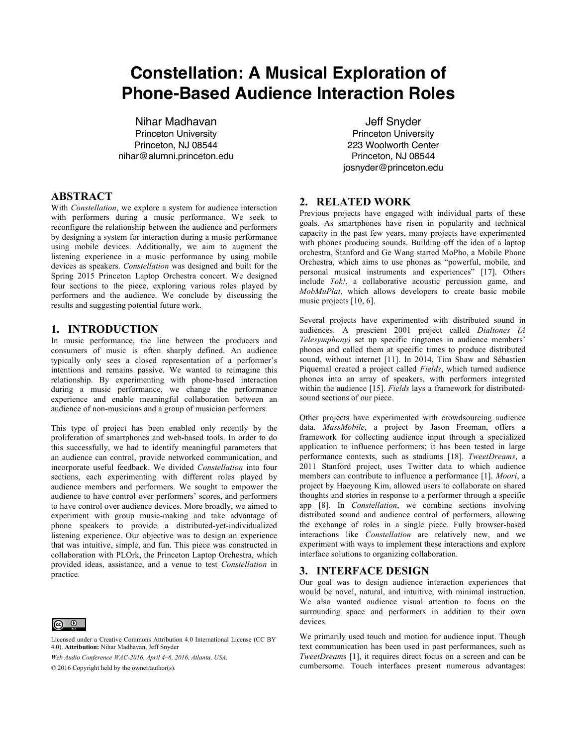# Constellation: A Musical Exploration of Phone-Based Audience Interaction Roles

Nihar Madhavan
Princeton University
Princeton, NJ 08544
nihar@alumni.princeton.edu

Jeff Snyder
Princeton University
223 Woolworth Center
Princeton, NJ 08544
josnyder@princeton.edu

## ABSTRACT

With *Constellation*, we explore a system for audience interaction with performers during a music performance. We seek to reconfigure the relationship between the audience and performers by designing a system for interaction during a music performance using mobile devices. Additionally, we aim to augment the listening experience in a music performance by using mobile devices as speakers. *Constellation* was designed and built for the Spring 2015 Princeton Laptop Orchestra concert. We designed four sections to the piece, exploring various roles played by performers and the audience. We conclude by discussing the results and suggesting potential future work.

## 1. INTRODUCTION

In music performance, the line between the producers and consumers of music is often sharply defined. An audience typically only sees a closed representation of a performer's intentions and remains passive. We wanted to reimagine this relationship. By experimenting with phone-based interaction during a music performance, we change the performance experience and enable meaningful collaboration between an audience of non-musicians and a group of musician performers.

This type of project has been enabled only recently by the proliferation of smartphones and web-based tools. In order to do this successfully, we had to identify meaningful parameters that an audience can control, provide networked communication, and incorporate useful feedback. We divided *Constellation* into four sections, each experimenting with different roles played by audience members and performers. We sought to empower the audience to have control over performers' scores, and performers to have control over audience devices. More broadly, we aimed to experiment with group music-making and take advantage of phone speakers to provide a distributed-yet-individualized listening experience. Our objective was to design an experience that was intuitive, simple, and fun. This piece was constructed in collaboration with PLOrk, the Princeton Laptop Orchestra, which provided ideas, assistance, and a venue to test *Constellation* in practice.

Licensed under a Creative Commons Attribution 4.0 International License (CC BY 4.0). **Attribution:** Nihar Madhavan, Jeff Snyder

*Web Audio Conference WAC-2016, April 4–6, 2016, Atlanta, USA.*

© 2016 Copyright held by the owner/author(s).

## 2. RELATED WORK

Previous projects have engaged with individual parts of these goals. As smartphones have risen in popularity and technical capacity in the past few years, many projects have experimented with phones producing sounds. Building off the idea of a laptop orchestra, Stanford and Ge Wang started MoPho, a Mobile Phone Orchestra, which aims to use phones as "powerful, mobile, and personal musical instruments and experiences" [17]. Others include *Tok!*, a collaborative acoustic percussion game, and *MobMuPlat*, which allows developers to create basic mobile music projects [10, 6].

Several projects have experimented with distributed sound in audiences. A prescient 2001 project called *Dialtones (A Telesymphony)* set up specific ringtones in audience members' phones and called them at specific times to produce distributed sound, without internet [11]. In 2014, Tim Shaw and Sébastien Piquemal created a project called *Fields*, which turned audience phones into an array of speakers, with performers integrated within the audience [15]. *Fields* lays a framework for distributed-sound sections of our piece.

Other projects have experimented with crowdsourcing audience data. *MassMobile*, a project by Jason Freeman, offers a framework for collecting audience input through a specialized application to influence performers; it has been tested in large performance contexts, such as stadiums [18]. *TweetDreams*, a 2011 Stanford project, uses Twitter data to which audience members can contribute to influence a performance [1]. *Moori*, a project by Haeyoung Kim, allowed users to collaborate on shared thoughts and stories in response to a performer through a specific app [8]. In *Constellation*, we combine sections involving distributed sound and audience control of performers, allowing the exchange of roles in a single piece. Fully browser-based interactions like *Constellation* are relatively new, and we experiment with ways to implement these interactions and explore interface solutions to organizing collaboration.

## 3. INTERFACE DESIGN

Our goal was to design audience interaction experiences that would be novel, natural, and intuitive, with minimal instruction. We also wanted audience visual attention to focus on the surrounding space and performers in addition to their own devices.

We primarily used touch and motion for audience input. Though text communication has been used in past performances, such as *TweetDreams* [1], it requires direct focus on a screen and can be cumbersome. Touch interfaces present numerous advantages: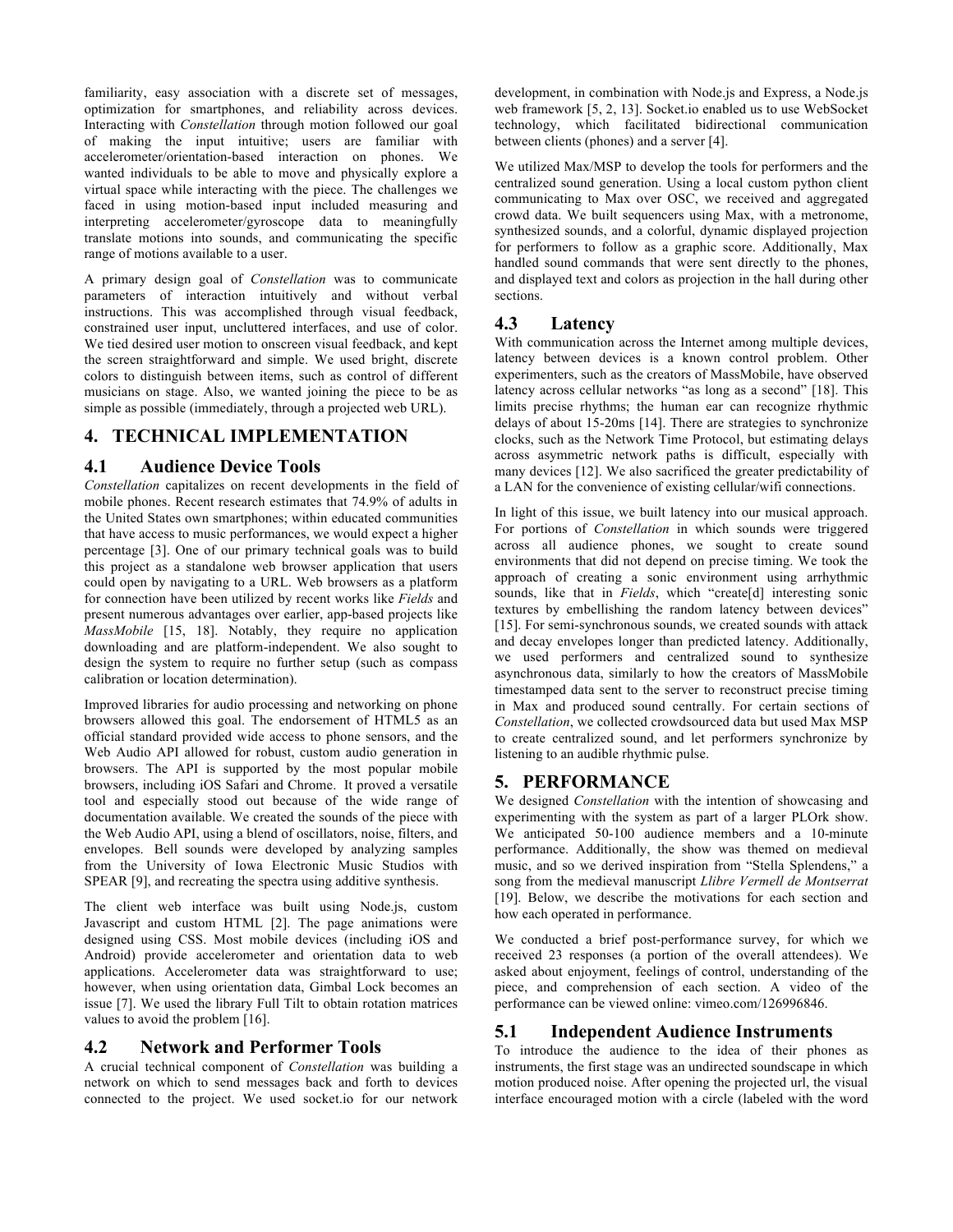familiarity, easy association with a discrete set of messages, optimization for smartphones, and reliability across devices. Interacting with *Constellation* through motion followed our goal of making the input intuitive; users are familiar with accelerometer/orientation-based interaction on phones. We wanted individuals to be able to move and physically explore a virtual space while interacting with the piece. The challenges we faced in using motion-based input included measuring and interpreting accelerometer/gyroscope data to meaningfully translate motions into sounds, and communicating the specific range of motions available to a user.

A primary design goal of *Constellation* was to communicate parameters of interaction intuitively and without verbal instructions. This was accomplished through visual feedback, constrained user input, uncluttered interfaces, and use of color. We tied desired user motion to onscreen visual feedback, and kept the screen straightforward and simple. We used bright, discrete colors to distinguish between items, such as control of different musicians on stage. Also, we wanted joining the piece to be as simple as possible (immediately, through a projected web URL).

## 4. TECHNICAL IMPLEMENTATION

### 4.1 Audience Device Tools

*Constellation* capitalizes on recent developments in the field of mobile phones. Recent research estimates that 74.9% of adults in the United States own smartphones; within educated communities that have access to music performances, we would expect a higher percentage [3]. One of our primary technical goals was to build this project as a standalone web browser application that users could open by navigating to a URL. Web browsers as a platform for connection have been utilized by recent works like *Fields* and present numerous advantages over earlier, app-based projects like *MassMobile* [15, 18]. Notably, they require no application downloading and are platform-independent. We also sought to design the system to require no further setup (such as compass calibration or location determination).

Improved libraries for audio processing and networking on phone browsers allowed this goal. The endorsement of HTML5 as an official standard provided wide access to phone sensors, and the Web Audio API allowed for robust, custom audio generation in browsers. The API is supported by the most popular mobile browsers, including iOS Safari and Chrome. It proved a versatile tool and especially stood out because of the wide range of documentation available. We created the sounds of the piece with the Web Audio API, using a blend of oscillators, noise, filters, and envelopes. Bell sounds were developed by analyzing samples from the University of Iowa Electronic Music Studios with SPEAR [9], and recreating the spectra using additive synthesis.

The client web interface was built using Node.js, custom Javascript and custom HTML [2]. The page animations were designed using CSS. Most mobile devices (including iOS and Android) provide accelerometer and orientation data to web applications. Accelerometer data was straightforward to use; however, when using orientation data, Gimbal Lock becomes an issue [7]. We used the library Full Tilt to obtain rotation matrices values to avoid the problem [16].

### 4.2 Network and Performer Tools

A crucial technical component of *Constellation* was building a network on which to send messages back and forth to devices connected to the project. We used socket.io for our network development, in combination with Node.js and Express, a Node.js web framework [5, 2, 13]. Socket.io enabled us to use WebSocket technology, which facilitated bidirectional communication between clients (phones) and a server [4].

We utilized Max/MSP to develop the tools for performers and the centralized sound generation. Using a local custom python client communicating to Max over OSC, we received and aggregated crowd data. We built sequencers using Max, with a metronome, synthesized sounds, and a colorful, dynamic displayed projection for performers to follow as a graphic score. Additionally, Max handled sound commands that were sent directly to the phones, and displayed text and colors as projection in the hall during other sections.

### 4.3 Latency

With communication across the Internet among multiple devices, latency between devices is a known control problem. Other experimenters, such as the creators of MassMobile, have observed latency across cellular networks "as long as a second" [18]. This limits precise rhythms; the human ear can recognize rhythmic delays of about 15-20ms [14]. There are strategies to synchronize clocks, such as the Network Time Protocol, but estimating delays across asymmetric network paths is difficult, especially with many devices [12]. We also sacrificed the greater predictability of a LAN for the convenience of existing cellular/wifi connections.

In light of this issue, we built latency into our musical approach. For portions of *Constellation* in which sounds were triggered across all audience phones, we sought to create sound environments that did not depend on precise timing. We took the approach of creating a sonic environment using arrhythmic sounds, like that in *Fields*, which "create[d] interesting sonic textures by embellishing the random latency between devices" [15]. For semi-synchronous sounds, we created sounds with attack and decay envelopes longer than predicted latency. Additionally, we used performers and centralized sound to synthesize asynchronous data, similarly to how the creators of MassMobile timestamped data sent to the server to reconstruct precise timing in Max and produced sound centrally. For certain sections of *Constellation*, we collected crowdsourced data but used Max MSP to create centralized sound, and let performers synchronize by listening to an audible rhythmic pulse.

## 5. PERFORMANCE

We designed *Constellation* with the intention of showcasing and experimenting with the system as part of a larger PLOrk show. We anticipated 50-100 audience members and a 10-minute performance. Additionally, the show was themed on medieval music, and so we derived inspiration from "Stella Splendens," a song from the medieval manuscript *Llibre Vermell de Montserrat* [19]. Below, we describe the motivations for each section and how each operated in performance.

We conducted a brief post-performance survey, for which we received 23 responses (a portion of the overall attendees). We asked about enjoyment, feelings of control, understanding of the piece, and comprehension of each section. A video of the performance can be viewed online: vimeo.com/126996846.

### 5.1 Independent Audience Instruments

To introduce the audience to the idea of their phones as instruments, the first stage was an undirected soundscape in which motion produced noise. After opening the projected url, the visual interface encouraged motion with a circle (labeled with the word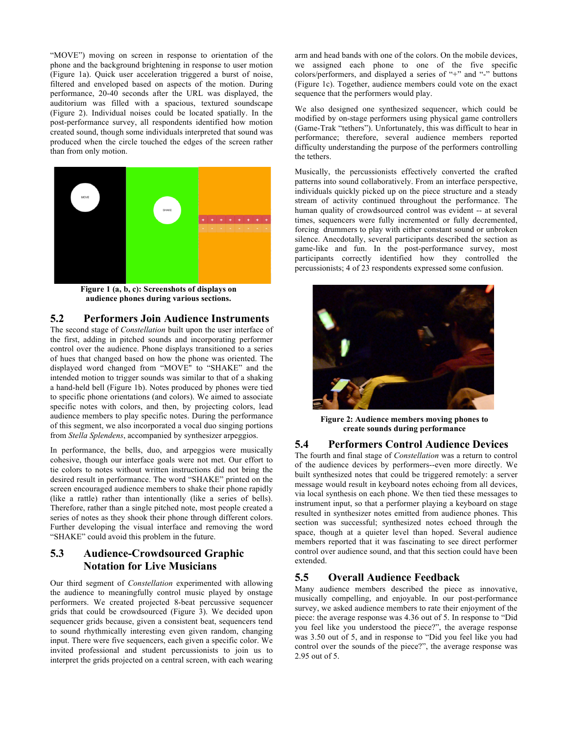"MOVE") moving on screen in response to orientation of the phone and the background brightening in response to user motion (Figure 1a). Quick user acceleration triggered a burst of noise, filtered and enveloped based on aspects of the motion. During performance, 20-40 seconds after the URL was displayed, the auditorium was filled with a spacious, textured soundscape (Figure 2). Individual noises could be located spatially. In the post-performance survey, all respondents identified how motion created sound, though some individuals interpreted that sound was produced when the circle touched the edges of the screen rather than from only motion.

**Figure 1 (a, b, c): Screenshots of displays on audience phones during various sections.**

## 5.2 Performers Join Audience Instruments

The second stage of *Constellation* built upon the user interface of the first, adding in pitched sounds and incorporating performer control over the audience. Phone displays transitioned to a series of hues that changed based on how the phone was oriented. The displayed word changed from "MOVE" to "SHAKE" and the intended motion to trigger sounds was similar to that of a shaking a hand-held bell (Figure 1b). Notes produced by phones were tied to specific phone orientations (and colors). We aimed to associate specific notes with colors, and then, by projecting colors, lead audience members to play specific notes. During the performance of this segment, we also incorporated a vocal duo singing portions from *Stella Splendens*, accompanied by synthesizer arpeggios.

In performance, the bells, duo, and arpeggios were musically cohesive, though our interface goals were not met. Our effort to tie colors to notes without written instructions did not bring the desired result in performance. The word "SHAKE" printed on the screen encouraged audience members to shake their phone rapidly (like a rattle) rather than intentionally (like a series of bells). Therefore, rather than a single pitched note, most people created a series of notes as they shook their phone through different colors. Further developing the visual interface and removing the word "SHAKE" could avoid this problem in the future.

## 5.3 Audience-Crowdsourced Graphic Notation for Live Musicians

Our third segment of *Constellation* experimented with allowing the audience to meaningfully control music played by onstage performers. We created projected 8-beat percussive sequencer grids that could be crowdsourced (Figure 3). We decided upon sequencer grids because, given a consistent beat, sequencers tend to sound rhythmically interesting even given random, changing input. There were five sequencers, each given a specific color. We invited professional and student percussionists to join us to interpret the grids projected on a central screen, with each wearing arm and head bands with one of the colors. On the mobile devices, we assigned each phone to one of the five specific colors/performers, and displayed a series of "+" and "-" buttons (Figure 1c). Together, audience members could vote on the exact sequence that the performers would play.

We also designed one synthesized sequencer, which could be modified by on-stage performers using physical game controllers (Game-Trak "tethers"). Unfortunately, this was difficult to hear in performance; therefore, several audience members reported difficulty understanding the purpose of the performers controlling the tethers.

Musically, the percussionists effectively converted the crafted patterns into sound collaboratively. From an interface perspective, individuals quickly picked up on the piece structure and a steady stream of activity continued throughout the performance. The human quality of crowdsourced control was evident -- at several times, sequencers were fully incremented or fully decremented, forcing drummers to play with either constant sound or unbroken silence. Anecdotally, several participants described the section as game-like and fun. In the post-performance survey, most participants correctly identified how they controlled the percussionists; 4 of 23 respondents expressed some confusion.

**Figure 2: Audience members moving phones to create sounds during performance**

## 5.4 Performers Control Audience Devices

The fourth and final stage of *Constellation* was a return to control of the audience devices by performers--even more directly. We built synthesized notes that could be triggered remotely: a server message would result in keyboard notes echoing from all devices, via local synthesis on each phone. We then tied these messages to instrument input, so that a performer playing a keyboard on stage resulted in synthesizer notes emitted from audience phones. This section was successful; synthesized notes echoed through the space, though at a quieter level than hoped. Several audience members reported that it was fascinating to see direct performer control over audience sound, and that this section could have been extended.

## 5.5 Overall Audience Feedback

Many audience members described the piece as innovative, musically compelling, and enjoyable. In our post-performance survey, we asked audience members to rate their enjoyment of the piece: the average response was 4.36 out of 5. In response to "Did you feel like you understood the piece?", the average response was 3.50 out of 5, and in response to "Did you feel like you had control over the sounds of the piece?", the average response was 2.95 out of 5.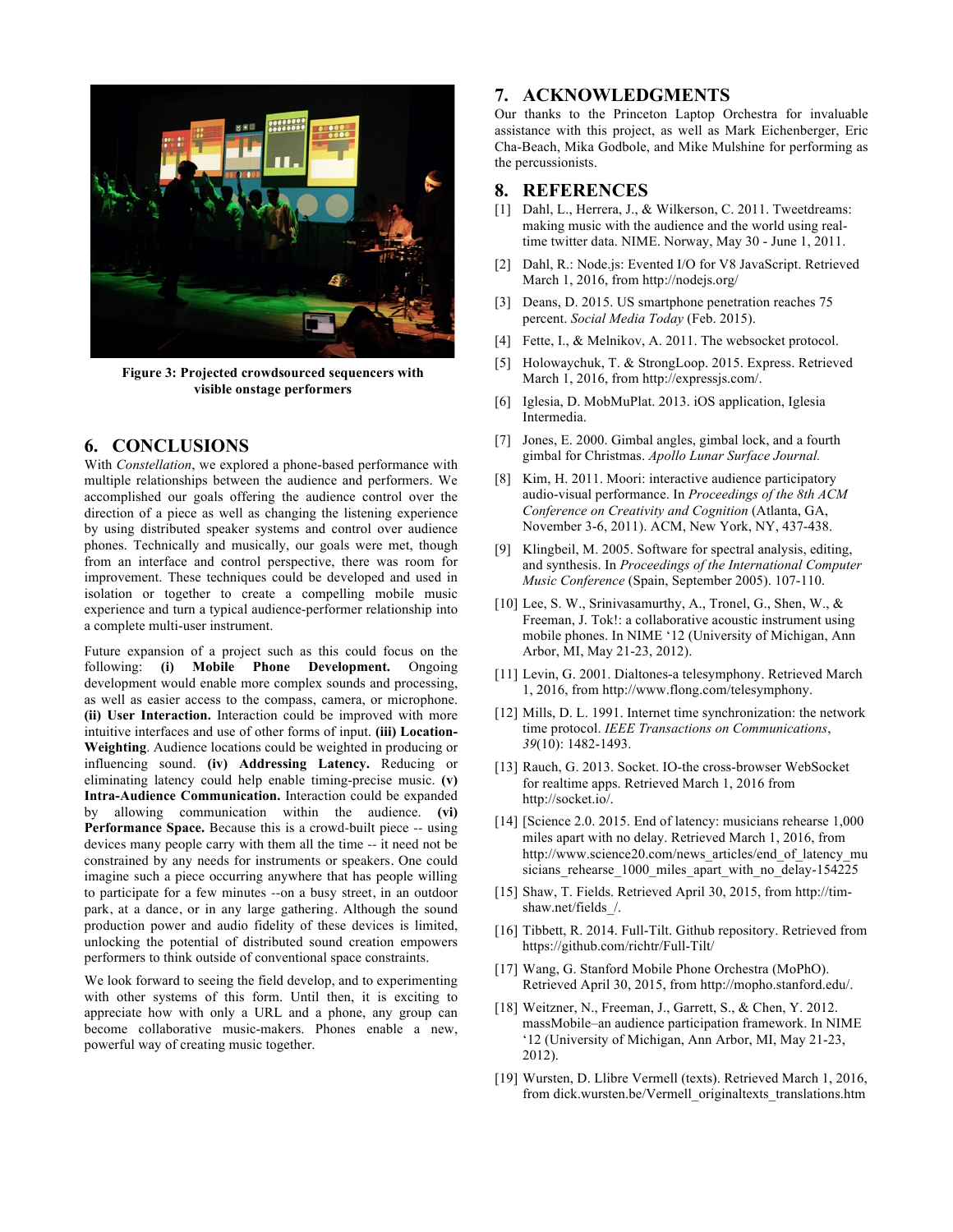Figure 3: Projected crowdsourced sequencers with visible onstage performers

## 6. CONCLUSIONS

With *Constellation*, we explored a phone-based performance with multiple relationships between the audience and performers. We accomplished our goals offering the audience control over the direction of a piece as well as changing the listening experience by using distributed speaker systems and control over audience phones. Technically and musically, our goals were met, though from an interface and control perspective, there was room for improvement. These techniques could be developed and used in isolation or together to create a compelling mobile music experience and turn a typical audience-performer relationship into a complete multi-user instrument.

Future expansion of a project such as this could focus on the following: **(i) Mobile Phone Development.** Ongoing development would enable more complex sounds and processing, as well as easier access to the compass, camera, or microphone. **(ii) User Interaction.** Interaction could be improved with more intuitive interfaces and use of other forms of input. **(iii) Location-Weighting**. Audience locations could be weighted in producing or influencing sound. **(iv) Addressing Latency.** Reducing or eliminating latency could help enable timing-precise music. **(v) Intra-Audience Communication.** Interaction could be expanded by allowing communication within the audience. **(vi) Performance Space.** Because this is a crowd-built piece -- using devices many people carry with them all the time -- it need not be constrained by any needs for instruments or speakers. One could imagine such a piece occurring anywhere that has people willing to participate for a few minutes --on a busy street, in an outdoor park, at a dance, or in any large gathering. Although the sound production power and audio fidelity of these devices is limited, unlocking the potential of distributed sound creation empowers performers to think outside of conventional space constraints.

We look forward to seeing the field develop, and to experimenting with other systems of this form. Until then, it is exciting to appreciate how with only a URL and a phone, any group can become collaborative music-makers. Phones enable a new, powerful way of creating music together.

## 7. ACKNOWLEDGMENTS

Our thanks to the Princeton Laptop Orchestra for invaluable assistance with this project, as well as Mark Eichenberger, Eric Cha-Beach, Mika Godbole, and Mike Mulshine for performing as the percussionists.

## 8. REFERENCES

[1] Dahl, L., Herrera, J., & Wilkerson, C. 2011. Tweetdreams: making music with the audience and the world using real-time twitter data. NIME. Norway, May 30 - June 1, 2011.

[2] Dahl, R.: Node.js: Evented I/O for V8 JavaScript. Retrieved March 1, 2016, from http://nodejs.org/

[3] Deans, D. 2015. US smartphone penetration reaches 75 percent. *Social Media Today* (Feb. 2015).

[4] Fette, I., & Melnikov, A. 2011. The websocket protocol.

[5] Holowaychuk, T. & StrongLoop. 2015. Express. Retrieved March 1, 2016, from http://expressjs.com/.

[6] Iglesia, D. MobMuPlat. 2013. iOS application, Iglesia Intermedia.

[7] Jones, E. 2000. Gimbal angles, gimbal lock, and a fourth gimbal for Christmas. *Apollo Lunar Surface Journal.*

[8] Kim, H. 2011. Moori: interactive audience participatory audio-visual performance. In *Proceedings of the 8th ACM Conference on Creativity and Cognition* (Atlanta, GA, November 3-6, 2011). ACM, New York, NY, 437-438.

[9] Klingbeil, M. 2005. Software for spectral analysis, editing, and synthesis. In *Proceedings of the International Computer Music Conference* (Spain, September 2005). 107-110.

[10] Lee, S. W., Srinivasamurthy, A., Tronel, G., Shen, W., & Freeman, J. Tok!: a collaborative acoustic instrument using mobile phones. In NIME '12 (University of Michigan, Ann Arbor, MI, May 21-23, 2012).

[11] Levin, G. 2001. Dialtones-a telesymphony. Retrieved March 1, 2016, from http://www.flong.com/telesymphony.

[12] Mills, D. L. 1991. Internet time synchronization: the network time protocol. *IEEE Transactions on Communications*, *39*(10): 1482-1493.

[13] Rauch, G. 2013. Socket. IO-the cross-browser WebSocket for realtime apps. Retrieved March 1, 2016 from http://socket.io/.

[14] [Science 2.0. 2015. End of latency: musicians rehearse 1,000 miles apart with no delay. Retrieved March 1, 2016, from http://www.science20.com/news_articles/end_of_latency_musicians_rehearse_1000_miles_apart_with_no_delay-154225

[15] Shaw, T. Fields. Retrieved April 30, 2015, from http://tim-shaw.net/fields_/.

[16] Tibbett, R. 2014. Full-Tilt. Github repository. Retrieved from https://github.com/richtr/Full-Tilt/

[17] Wang, G. Stanford Mobile Phone Orchestra (MoPhO). Retrieved April 30, 2015, from http://mopho.stanford.edu/.

[18] Weitzner, N., Freeman, J., Garrett, S., & Chen, Y. 2012. massMobile–an audience participation framework. In NIME '12 (University of Michigan, Ann Arbor, MI, May 21-23, 2012).

[19] Wursten, D. Llibre Vermell (texts). Retrieved March 1, 2016, from dick.wursten.be/Vermell_originaltexts_translations.htm